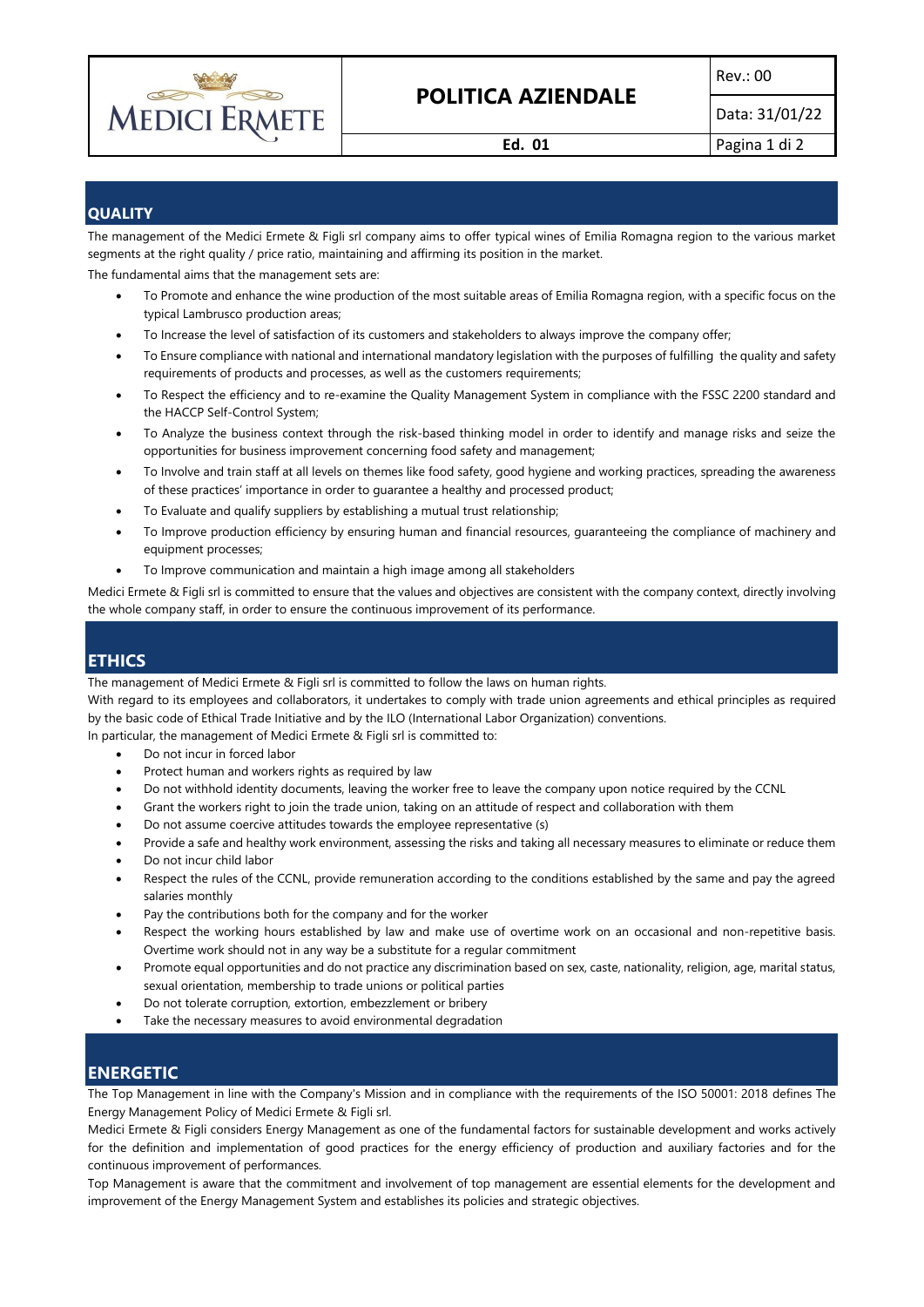# POLITICA AZIENDALE

## QUALITY

The management of the Medici Ermete & Figli srl company aims to offer typical wines of Emilia Romagna region to the various market segments at the right quality / price ratio, maintaining and affirming its position in the market.

The fundamental aims that the management sets are:

- To Promote and enhance the wine production of the most suitable areas of Emilia Romagna region, with a specific focus on the typical Lambrusco production areas;
- To Increase the level of satisfaction of its customers and stakeholders to always improve the company offer;
- To Ensure compliance with national and international mandatory legislation with the purposes of fulfilling the quality and safety requirements of products and processes, as well as the customers requirements;
- To Respect the efficiency and to re-examine the Quality Management System in compliance with the FSSC 2200 standard and the HACCP Self-Control System;
- To Analyze the business context through the risk-based thinking model in order to identify and manage risks and seize the opportunities for business improvement concerning food safety and management;
- To Involve and train staff at all levels on themes like food safety, good hygiene and working practices, spreading the awareness of these practices' importance in order to guarantee a healthy and processed product;
- To Evaluate and qualify suppliers by establishing a mutual trust relationship;
- To Improve production efficiency by ensuring human and financial resources, guaranteeing the compliance of machinery and equipment processes;
- To Improve communication and maintain a high image among all stakeholders

Medici Ermete & Figli srl is committed to ensure that the values and objectives are consistent with the company context, directly involving the whole company staff, in order to ensure the continuous improvement of its performance.

## ETHICS

The management of Medici Ermete & Figli srl is committed to follow the laws on human rights.

With regard to its employees and collaborators, it undertakes to comply with trade union agreements and ethical principles as required by the basic code of Ethical Trade Initiative and by the ILO (International Labor Organization) conventions.

In particular, the management of Medici Ermete & Figli srl is committed to:

- Do not incur in forced labor
- Protect human and workers rights as required by law
- Do not withhold identity documents, leaving the worker free to leave the company upon notice required by the CCNL
- Grant the workers right to join the trade union, taking on an attitude of respect and collaboration with them
- Do not assume coercive attitudes towards the employee representative (s)
- Provide a safe and healthy work environment, assessing the risks and taking all necessary measures to eliminate or reduce them
- Do not incur child labor
- Respect the rules of the CCNL, provide remuneration according to the conditions established by the same and pay the agreed salaries monthly
- Pay the contributions both for the company and for the worker
- Respect the working hours established by law and make use of overtime work on an occasional and non-repetitive basis. Overtime work should not in any way be a substitute for a regular commitment
- Promote equal opportunities and do not practice any discrimination based on sex, caste, nationality, religion, age, marital status, sexual orientation, membership to trade unions or political parties
- Do not tolerate corruption, extortion, embezzlement or bribery
- Take the necessary measures to avoid environmental degradation

## ENERGETIC

The Top Management in line with the Company's Mission and in compliance with the requirements of the ISO 50001: 2018 defines The Energy Management Policy of Medici Ermete & Figli srl.

Medici Ermete & Figli considers Energy Management as one of the fundamental factors for sustainable development and works actively for the definition and implementation of good practices for the energy efficiency of production and auxiliary factories and for the continuous improvement of performances.

Top Management is aware that the commitment and involvement of top management are essential elements for the development and improvement of the Energy Management System and establishes its policies and strategic objectives.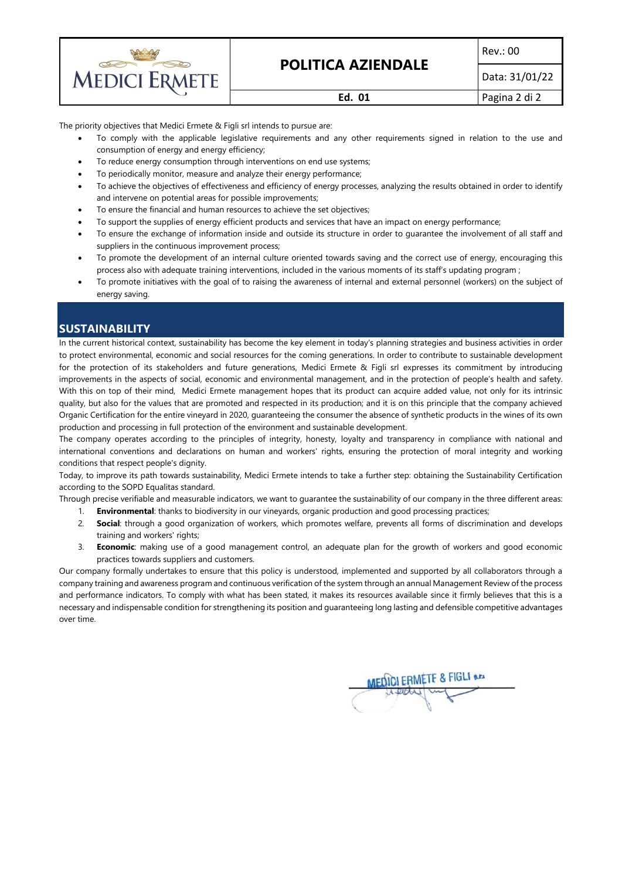The priority objectives that Medici Ermete & Figli srl intends to pursue are:

- To comply with the applicable legislative requirements and any other requirements signed in relation to the use and consumption of energy and energy efficiency;
- To reduce energy consumption through interventions on end use systems;
- To periodically monitor, measure and analyze their energy performance;
- To achieve the objectives of effectiveness and efficiency of energy processes, analyzing the results obtained in order to identify and intervene on potential areas for possible improvements;
- To ensure the financial and human resources to achieve the set objectives;
- To support the supplies of energy efficient products and services that have an impact on energy performance;
- To ensure the exchange of information inside and outside its structure in order to guarantee the involvement of all staff and suppliers in the continuous improvement process;
- To promote the development of an internal culture oriented towards saving and the correct use of energy, encouraging this process also with adequate training interventions, included in the various moments of its staff's updating program ;
- To promote initiatives with the goal of to raising the awareness of internal and external personnel (workers) on the subject of energy saving.

## SUSTAINABILITY

In the current historical context, sustainability has become the key element in today's planning strategies and business activities in order to protect environmental, economic and social resources for the coming generations. In order to contribute to sustainable development for the protection of its stakeholders and future generations, Medici Ermete & Figli srl expresses its commitment by introducing improvements in the aspects of social, economic and environmental management, and in the protection of people's health and safety. With this on top of their mind, Medici Ermete management hopes that its product can acquire added value, not only for its intrinsic quality, but also for the values that are promoted and respected in its production; and it is on this principle that the company achieved Organic Certification for the entire vineyard in 2020, guaranteeing the consumer the absence of synthetic products in the wines of its own production and processing in full protection of the environment and sustainable development.

The company operates according to the principles of integrity, honesty, loyalty and transparency in compliance with national and international conventions and declarations on human and workers' rights, ensuring the protection of moral integrity and working conditions that respect people's dignity.

Today, to improve its path towards sustainability, Medici Ermete intends to take a further step: obtaining the Sustainability Certification according to the SOPD Equalitas standard.

Through precise verifiable and measurable indicators, we want to guarantee the sustainability of our company in the three different areas:

1. **Environmental**: thanks to biodiversity in our vineyards, organic production and good processing practices;
2. **Social**: through a good organization of workers, which promotes welfare, prevents all forms of discrimination and develops training and workers' rights;
3. **Economic**: making use of a good management control, an adequate plan for the growth of workers and good economic practices towards suppliers and customers.

Our company formally undertakes to ensure that this policy is understood, implemented and supported by all collaborators through a company training and awareness program and continuous verification of the system through an annual Management Review of the process and performance indicators. To comply with what has been stated, it makes its resources available since it firmly believes that this is a necessary and indispensable condition for strengthening its position and guaranteeing long lasting and defensible competitive advantages over time.

MEDICI ERMETE & FIGLI s.r.l.